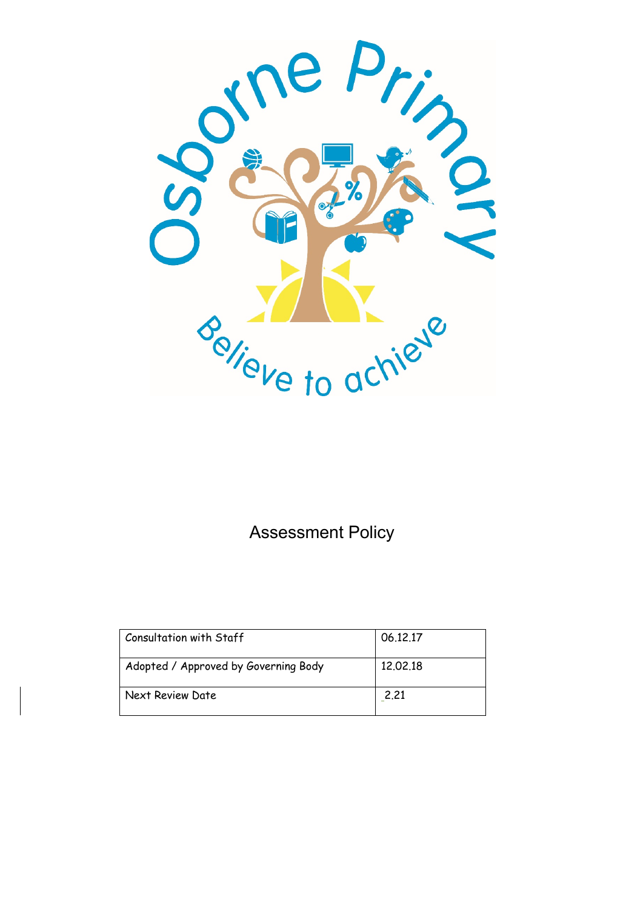Osborne Primary

Believe to achieve

# Assessment Policy

| Consultation with Staff | 06.12.17 |
| --- | --- |
| Adopted / Approved by Governing Body | 12.02.18 |
| Next Review Date | 2.21 |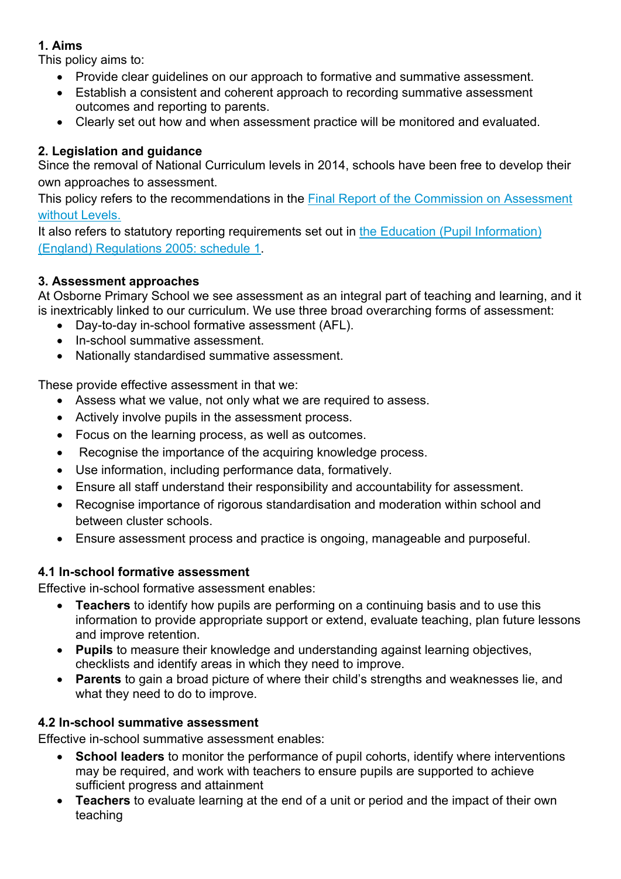## 1. Aims

This policy aims to:

- Provide clear guidelines on our approach to formative and summative assessment.
- Establish a consistent and coherent approach to recording summative assessment outcomes and reporting to parents.
- Clearly set out how and when assessment practice will be monitored and evaluated.

## 2. Legislation and guidance

Since the removal of National Curriculum levels in 2014, schools have been free to develop their own approaches to assessment.

This policy refers to the recommendations in the Final Report of the Commission on Assessment without Levels.

It also refers to statutory reporting requirements set out in the Education (Pupil Information) (England) Regulations 2005: schedule 1.

## 3. Assessment approaches

At Osborne Primary School we see assessment as an integral part of teaching and learning, and it is inextricably linked to our curriculum. We use three broad overarching forms of assessment:

- Day-to-day in-school formative assessment (AFL).
- In-school summative assessment.
- Nationally standardised summative assessment.

These provide effective assessment in that we:

- Assess what we value, not only what we are required to assess.
- Actively involve pupils in the assessment process.
- Focus on the learning process, as well as outcomes.
- Recognise the importance of the acquiring knowledge process.
- Use information, including performance data, formatively.
- Ensure all staff understand their responsibility and accountability for assessment.
- Recognise importance of rigorous standardisation and moderation within school and between cluster schools.
- Ensure assessment process and practice is ongoing, manageable and purposeful.

### 4.1 In-school formative assessment

Effective in-school formative assessment enables:

- **Teachers** to identify how pupils are performing on a continuing basis and to use this information to provide appropriate support or extend, evaluate teaching, plan future lessons and improve retention.
- **Pupils** to measure their knowledge and understanding against learning objectives, checklists and identify areas in which they need to improve.
- **Parents** to gain a broad picture of where their child's strengths and weaknesses lie, and what they need to do to improve.

### 4.2 In-school summative assessment

Effective in-school summative assessment enables:

- **School leaders** to monitor the performance of pupil cohorts, identify where interventions may be required, and work with teachers to ensure pupils are supported to achieve sufficient progress and attainment
- **Teachers** to evaluate learning at the end of a unit or period and the impact of their own teaching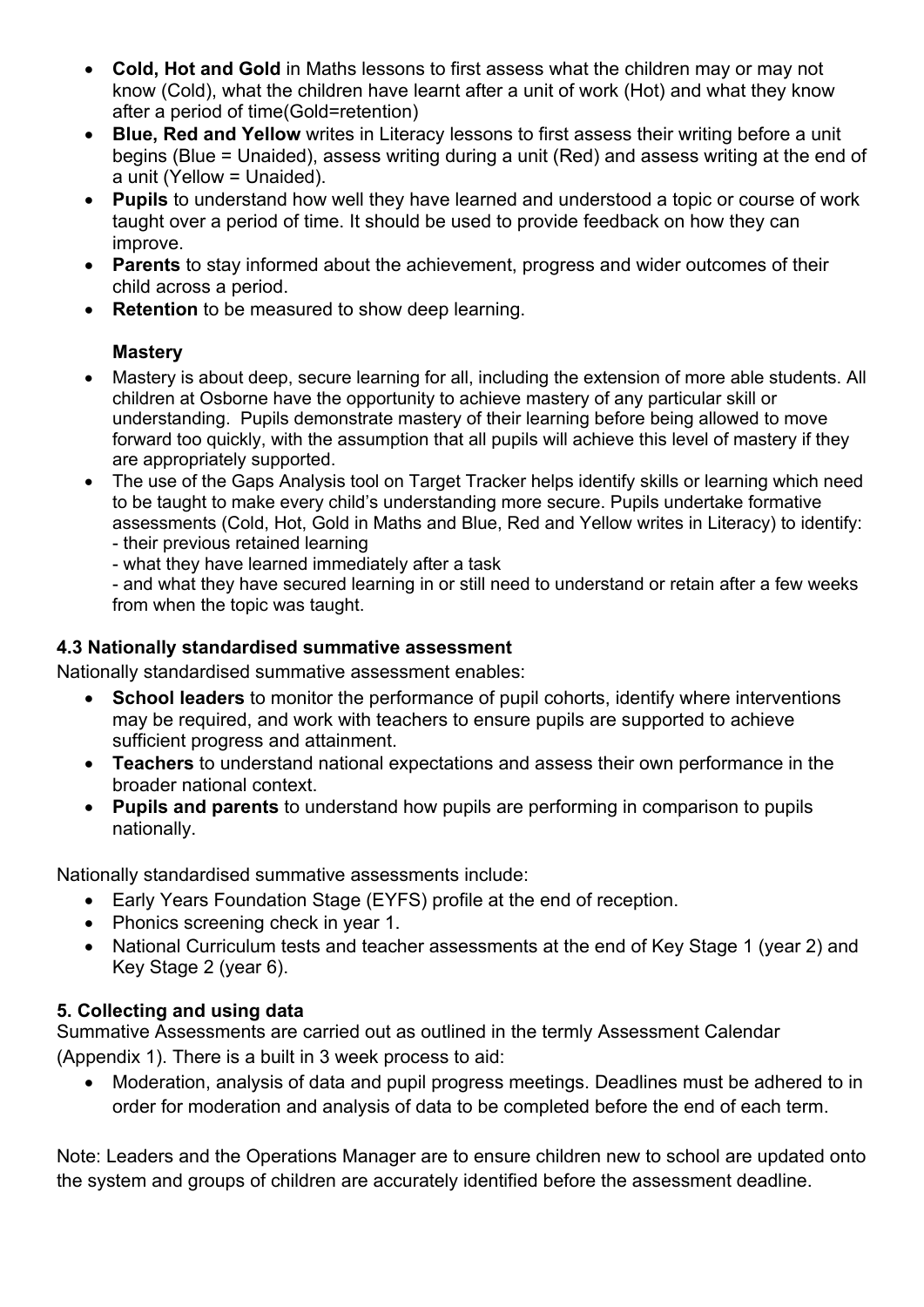- **Cold, Hot and Gold** in Maths lessons to first assess what the children may or may not know (Cold), what the children have learnt after a unit of work (Hot) and what they know after a period of time(Gold=retention)
- **Blue, Red and Yellow** writes in Literacy lessons to first assess their writing before a unit begins (Blue = Unaided), assess writing during a unit (Red) and assess writing at the end of a unit (Yellow = Unaided).
- **Pupils** to understand how well they have learned and understood a topic or course of work taught over a period of time. It should be used to provide feedback on how they can improve.
- **Parents** to stay informed about the achievement, progress and wider outcomes of their child across a period.
- **Retention** to be measured to show deep learning.

**Mastery**

- Mastery is about deep, secure learning for all, including the extension of more able students. All children at Osborne have the opportunity to achieve mastery of any particular skill or understanding. Pupils demonstrate mastery of their learning before being allowed to move forward too quickly, with the assumption that all pupils will achieve this level of mastery if they are appropriately supported.
- The use of the Gaps Analysis tool on Target Tracker helps identify skills or learning which need to be taught to make every child's understanding more secure. Pupils undertake formative assessments (Cold, Hot, Gold in Maths and Blue, Red and Yellow writes in Literacy) to identify:
  - their previous retained learning
  - what they have learned immediately after a task
  - and what they have secured learning in or still need to understand or retain after a few weeks from when the topic was taught.

### 4.3 Nationally standardised summative assessment

Nationally standardised summative assessment enables:

- **School leaders** to monitor the performance of pupil cohorts, identify where interventions may be required, and work with teachers to ensure pupils are supported to achieve sufficient progress and attainment.
- **Teachers** to understand national expectations and assess their own performance in the broader national context.
- **Pupils and parents** to understand how pupils are performing in comparison to pupils nationally.

Nationally standardised summative assessments include:

- Early Years Foundation Stage (EYFS) profile at the end of reception.
- Phonics screening check in year 1.
- National Curriculum tests and teacher assessments at the end of Key Stage 1 (year 2) and Key Stage 2 (year 6).

### 5. Collecting and using data

Summative Assessments are carried out as outlined in the termly Assessment Calendar (Appendix 1). There is a built in 3 week process to aid:

- Moderation, analysis of data and pupil progress meetings. Deadlines must be adhered to in order for moderation and analysis of data to be completed before the end of each term.

Note: Leaders and the Operations Manager are to ensure children new to school are updated onto the system and groups of children are accurately identified before the assessment deadline.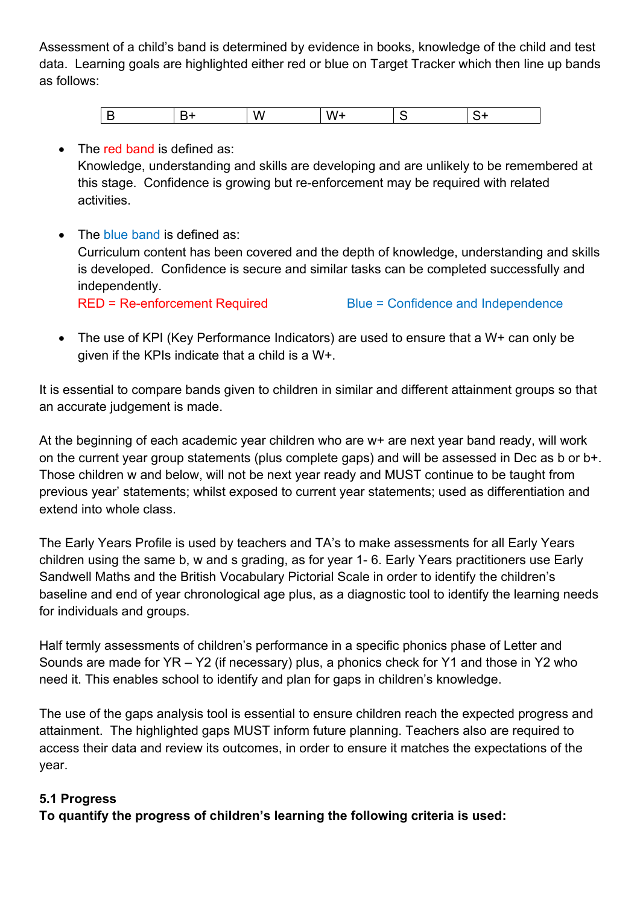Assessment of a child's band is determined by evidence in books, knowledge of the child and test data. Learning goals are highlighted either red or blue on Target Tracker which then line up bands as follows:

| B | B+ | W | W+ | S | S+ |
|---|---|---|---|---|---|

- The red band is defined as:
  Knowledge, understanding and skills are developing and are unlikely to be remembered at this stage. Confidence is growing but re-enforcement may be required with related activities.

- The blue band is defined as:
  Curriculum content has been covered and the depth of knowledge, understanding and skills is developed. Confidence is secure and similar tasks can be completed successfully and independently.
  RED = Re-enforcement Required          Blue = Confidence and Independence

- The use of KPI (Key Performance Indicators) are used to ensure that a W+ can only be given if the KPIs indicate that a child is a W+.

It is essential to compare bands given to children in similar and different attainment groups so that an accurate judgement is made.

At the beginning of each academic year children who are w+ are next year band ready, will work on the current year group statements (plus complete gaps) and will be assessed in Dec as b or b+. Those children w and below, will not be next year ready and MUST continue to be taught from previous year' statements; whilst exposed to current year statements; used as differentiation and extend into whole class.

The Early Years Profile is used by teachers and TA's to make assessments for all Early Years children using the same b, w and s grading, as for year 1- 6. Early Years practitioners use Early Sandwell Maths and the British Vocabulary Pictorial Scale in order to identify the children's baseline and end of year chronological age plus, as a diagnostic tool to identify the learning needs for individuals and groups.

Half termly assessments of children's performance in a specific phonics phase of Letter and Sounds are made for YR – Y2 (if necessary) plus, a phonics check for Y1 and those in Y2 who need it. This enables school to identify and plan for gaps in children's knowledge.

The use of the gaps analysis tool is essential to ensure children reach the expected progress and attainment. The highlighted gaps MUST inform future planning. Teachers also are required to access their data and review its outcomes, in order to ensure it matches the expectations of the year.

**5.1 Progress**

**To quantify the progress of children's learning the following criteria is used:**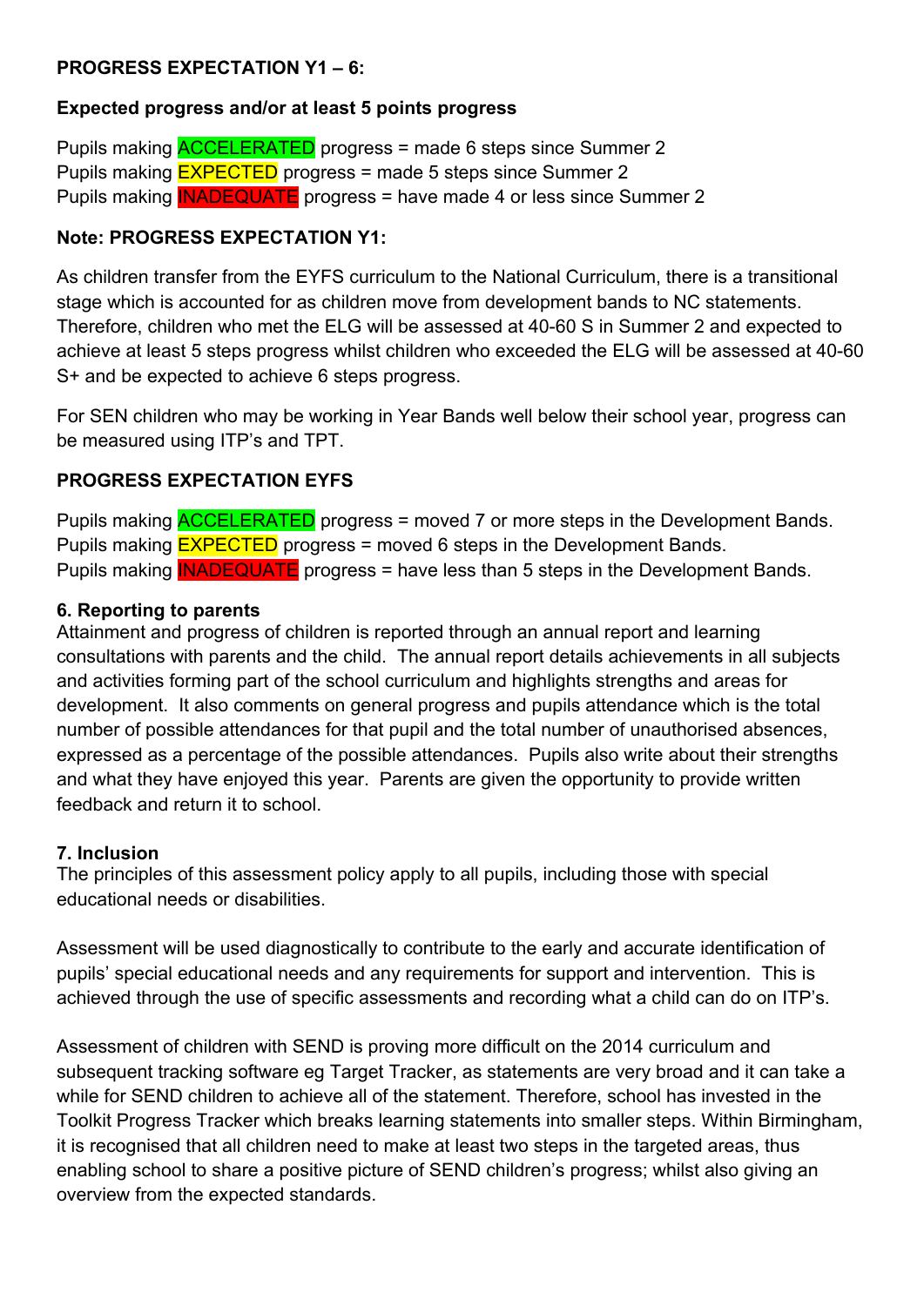**PROGRESS EXPECTATION Y1 – 6:**

**Expected progress and/or at least 5 points progress**

Pupils making ACCELERATED progress = made 6 steps since Summer 2
Pupils making EXPECTED progress = made 5 steps since Summer 2
Pupils making INADEQUATE progress = have made 4 or less since Summer 2

**Note: PROGRESS EXPECTATION Y1:**

As children transfer from the EYFS curriculum to the National Curriculum, there is a transitional stage which is accounted for as children move from development bands to NC statements. Therefore, children who met the ELG will be assessed at 40-60 S in Summer 2 and expected to achieve at least 5 steps progress whilst children who exceeded the ELG will be assessed at 40-60 S+ and be expected to achieve 6 steps progress.

For SEN children who may be working in Year Bands well below their school year, progress can be measured using ITP's and TPT.

**PROGRESS EXPECTATION EYFS**

Pupils making ACCELERATED progress = moved 7 or more steps in the Development Bands.
Pupils making EXPECTED progress = moved 6 steps in the Development Bands.
Pupils making INADEQUATE progress = have less than 5 steps in the Development Bands.

**6. Reporting to parents**

Attainment and progress of children is reported through an annual report and learning consultations with parents and the child. The annual report details achievements in all subjects and activities forming part of the school curriculum and highlights strengths and areas for development. It also comments on general progress and pupils attendance which is the total number of possible attendances for that pupil and the total number of unauthorised absences, expressed as a percentage of the possible attendances. Pupils also write about their strengths and what they have enjoyed this year. Parents are given the opportunity to provide written feedback and return it to school.

**7. Inclusion**

The principles of this assessment policy apply to all pupils, including those with special educational needs or disabilities.

Assessment will be used diagnostically to contribute to the early and accurate identification of pupils' special educational needs and any requirements for support and intervention. This is achieved through the use of specific assessments and recording what a child can do on ITP's.

Assessment of children with SEND is proving more difficult on the 2014 curriculum and subsequent tracking software eg Target Tracker, as statements are very broad and it can take a while for SEND children to achieve all of the statement. Therefore, school has invested in the Toolkit Progress Tracker which breaks learning statements into smaller steps. Within Birmingham, it is recognised that all children need to make at least two steps in the targeted areas, thus enabling school to share a positive picture of SEND children's progress; whilst also giving an overview from the expected standards.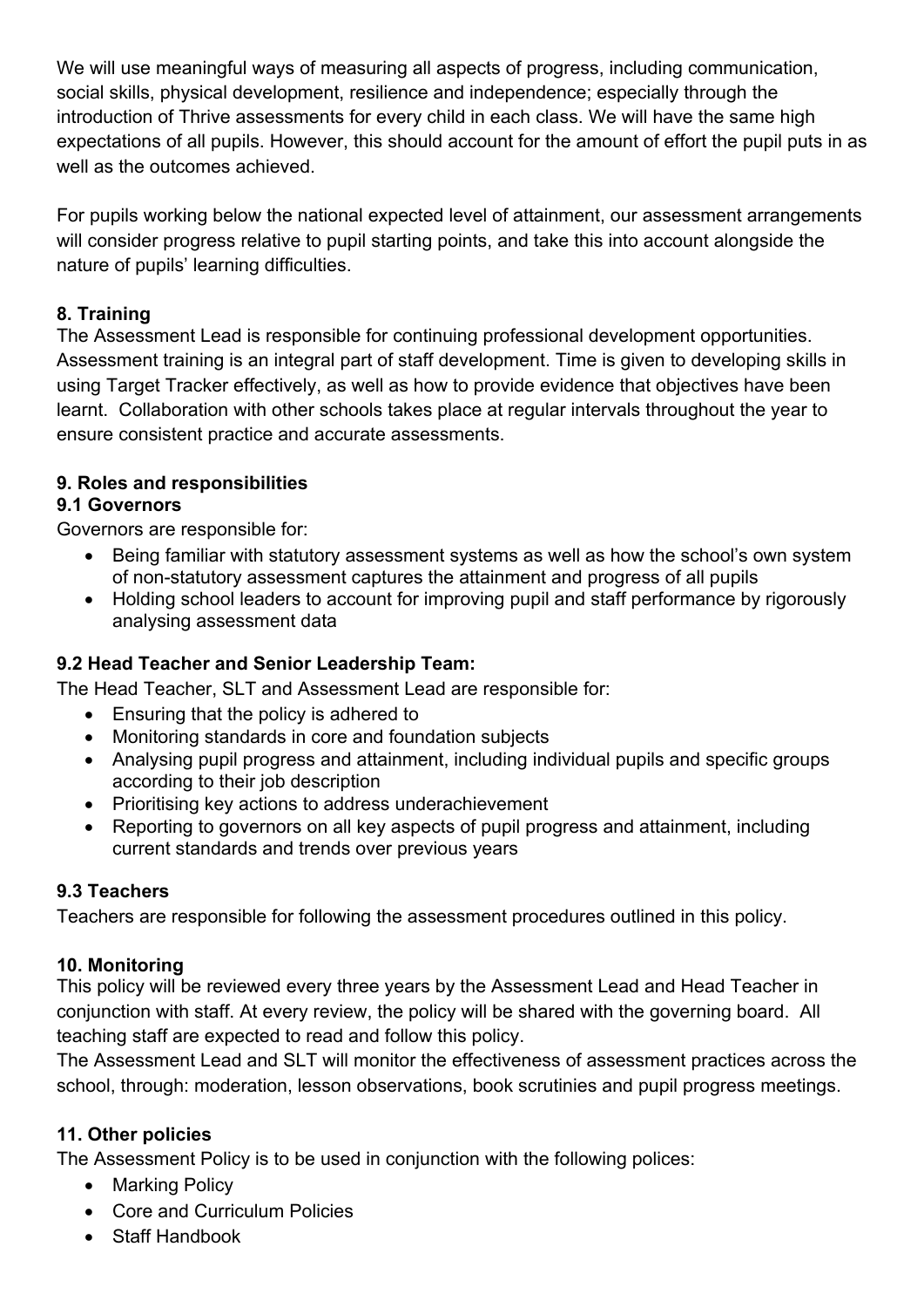We will use meaningful ways of measuring all aspects of progress, including communication, social skills, physical development, resilience and independence; especially through the introduction of Thrive assessments for every child in each class. We will have the same high expectations of all pupils. However, this should account for the amount of effort the pupil puts in as well as the outcomes achieved.

For pupils working below the national expected level of attainment, our assessment arrangements will consider progress relative to pupil starting points, and take this into account alongside the nature of pupils' learning difficulties.

## 8. Training

The Assessment Lead is responsible for continuing professional development opportunities. Assessment training is an integral part of staff development. Time is given to developing skills in using Target Tracker effectively, as well as how to provide evidence that objectives have been learnt. Collaboration with other schools takes place at regular intervals throughout the year to ensure consistent practice and accurate assessments.

## 9. Roles and responsibilities

### 9.1 Governors

Governors are responsible for:

- Being familiar with statutory assessment systems as well as how the school's own system of non-statutory assessment captures the attainment and progress of all pupils
- Holding school leaders to account for improving pupil and staff performance by rigorously analysing assessment data

### 9.2 Head Teacher and Senior Leadership Team:

The Head Teacher, SLT and Assessment Lead are responsible for:

- Ensuring that the policy is adhered to
- Monitoring standards in core and foundation subjects
- Analysing pupil progress and attainment, including individual pupils and specific groups according to their job description
- Prioritising key actions to address underachievement
- Reporting to governors on all key aspects of pupil progress and attainment, including current standards and trends over previous years

### 9.3 Teachers

Teachers are responsible for following the assessment procedures outlined in this policy.

## 10. Monitoring

This policy will be reviewed every three years by the Assessment Lead and Head Teacher in conjunction with staff. At every review, the policy will be shared with the governing board. All teaching staff are expected to read and follow this policy.

The Assessment Lead and SLT will monitor the effectiveness of assessment practices across the school, through: moderation, lesson observations, book scrutinies and pupil progress meetings.

## 11. Other policies

The Assessment Policy is to be used in conjunction with the following polices:

- Marking Policy
- Core and Curriculum Policies
- Staff Handbook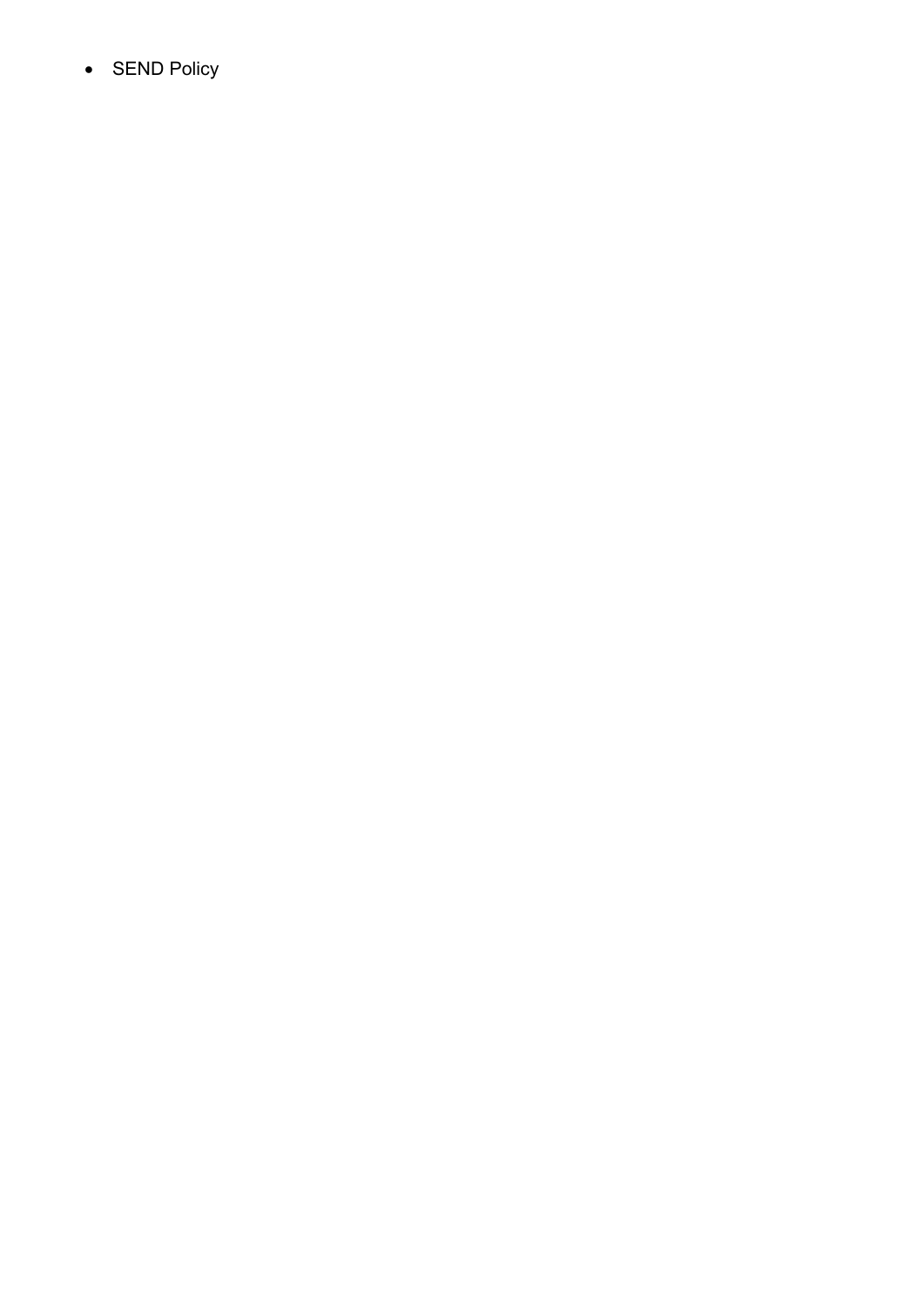- SEND Policy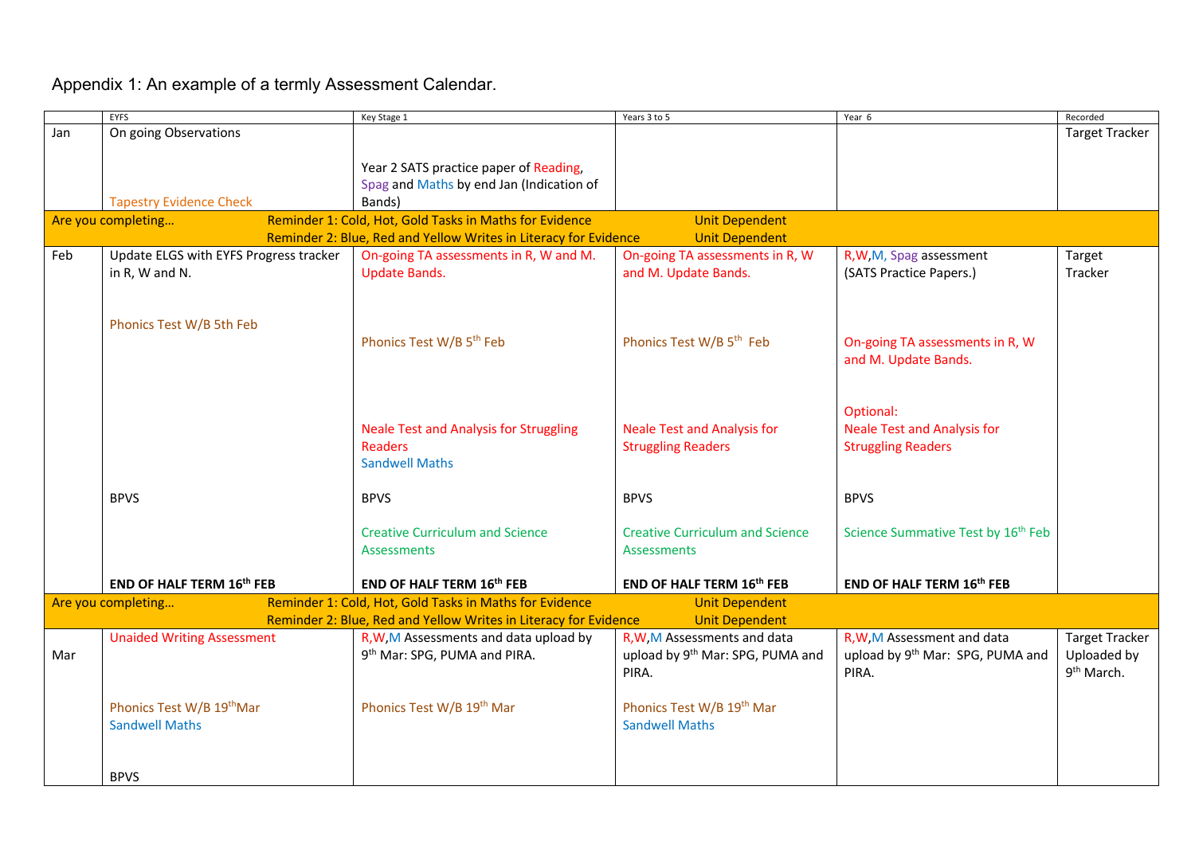# Appendix 1: An example of a termly Assessment Calendar.

| | EYFS | Key Stage 1 | Years 3 to 5 | Year 6 | Recorded |
|---|---|---|---|---|---|
| Jan | On going Observations<br><br>Tapestry Evidence Check | Year 2 SATS practice paper of Reading, Spag and Maths by end Jan (Indication of Bands) | | | Target Tracker |
| Are you completing… | Reminder 1: Cold, Hot, Gold Tasks in Maths for Evidence<br>Reminder 2: Blue, Red and Yellow Writes in Literacy for Evidence | | Unit Dependent<br>Unit Dependent | | |
| Feb | Update ELGS with EYFS Progress tracker in R, W and N.<br><br>Phonics Test W/B 5th Feb<br><br>BPVS<br><br>**END OF HALF TERM 16th FEB** | On-going TA assessments in R, W and M. Update Bands.<br><br>Phonics Test W/B 5th Feb<br><br>Neale Test and Analysis for Struggling Readers<br>Sandwell Maths<br><br>BPVS<br><br>Creative Curriculum and Science Assessments<br><br>**END OF HALF TERM 16th FEB** | On-going TA assessments in R, W and M. Update Bands.<br><br>Phonics Test W/B 5th Feb<br><br>Neale Test and Analysis for Struggling Readers<br><br>BPVS<br><br>Creative Curriculum and Science Assessments<br><br>**END OF HALF TERM 16th FEB** | R,W,M, Spag assessment (SATS Practice Papers.)<br><br>On-going TA assessments in R, W and M. Update Bands.<br><br>Optional:<br>Neale Test and Analysis for Struggling Readers<br><br>BPVS<br><br>Science Summative Test by 16th Feb<br><br>**END OF HALF TERM 16th FEB** | Target Tracker |
| Are you completing… | Reminder 1: Cold, Hot, Gold Tasks in Maths for Evidence<br>Reminder 2: Blue, Red and Yellow Writes in Literacy for Evidence | | Unit Dependent<br>Unit Dependent | | |
| Mar | Unaided Writing Assessment<br><br>Phonics Test W/B 19th Mar<br>Sandwell Maths<br><br>BPVS | R,W,M Assessments and data upload by 9th Mar: SPG, PUMA and PIRA.<br><br>Phonics Test W/B 19th Mar | R,W,M Assessments and data upload by 9th Mar: SPG, PUMA and PIRA.<br><br>Phonics Test W/B 19th Mar<br>Sandwell Maths | R,W,M Assessment and data upload by 9th Mar: SPG, PUMA and PIRA. | Target Tracker Uploaded by 9th March. |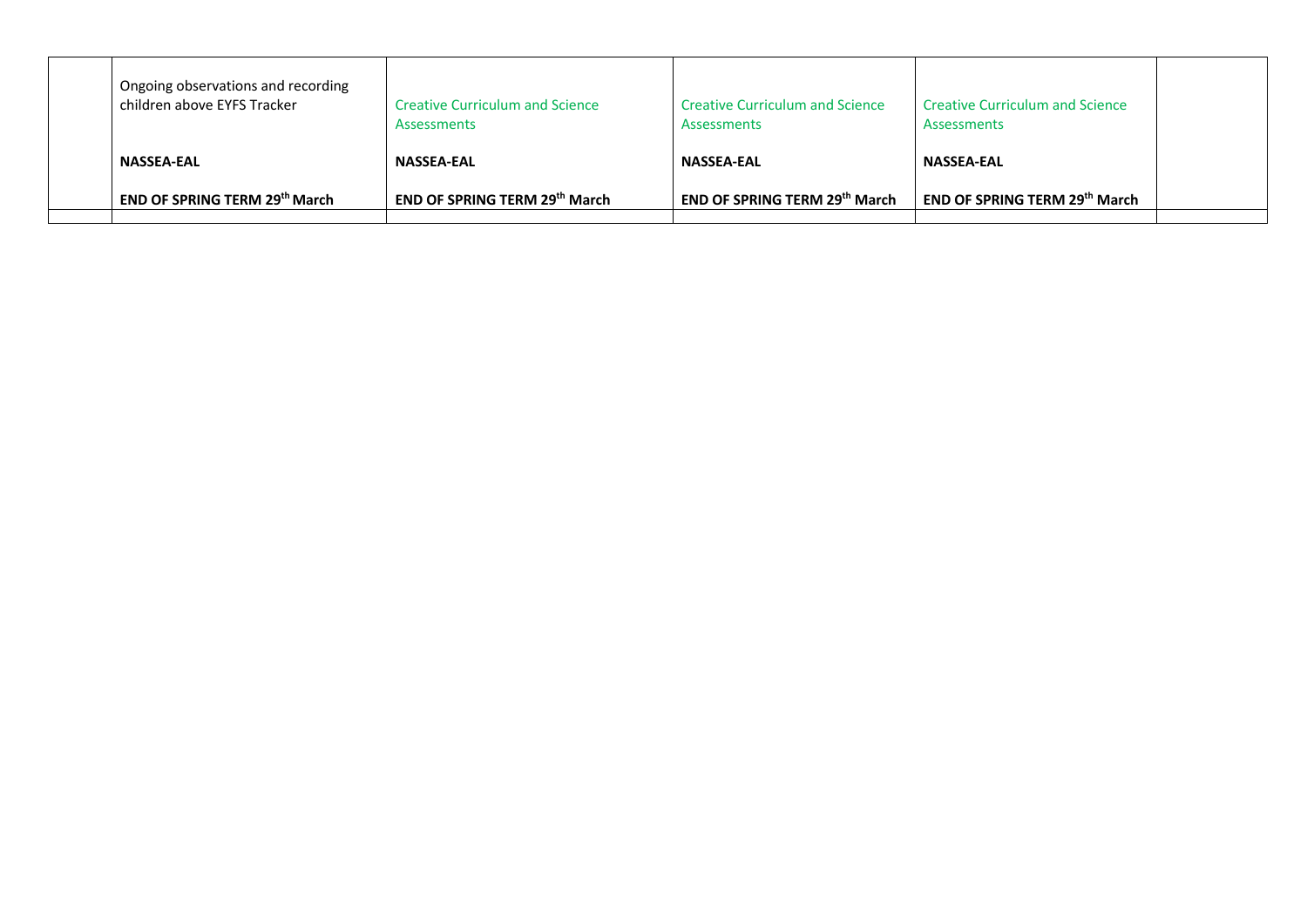| | | | | | |
|---|---|---|---|---|---|
| | Ongoing observations and recording children above EYFS Tracker<br><br>**NASSEA-EAL**<br><br>**END OF SPRING TERM 29th March** | Creative Curriculum and Science Assessments<br><br>**NASSEA-EAL**<br><br>**END OF SPRING TERM 29th March** | Creative Curriculum and Science Assessments<br><br>**NASSEA-EAL**<br><br>**END OF SPRING TERM 29th March** | Creative Curriculum and Science Assessments<br><br>**NASSEA-EAL**<br><br>**END OF SPRING TERM 29th March** | |
| | | | | | |